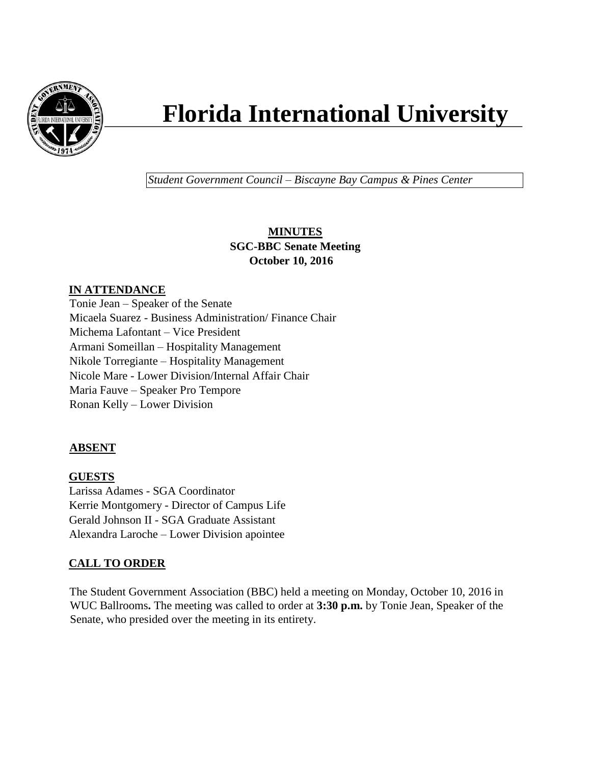# Florida International University

*Student Government Council – Biscayne Bay Campus & Pines Center*

**MINUTES**
**SGC-BBC Senate Meeting**
**October 10, 2016**

## IN ATTENDANCE

Tonie Jean – Speaker of the Senate
Micaela Suarez - Business Administration/ Finance Chair
Michema Lafontant – Vice President
Armani Someillan – Hospitality Management
Nikole Torregiante – Hospitality Management
Nicole Mare - Lower Division/Internal Affair Chair
Maria Fauve – Speaker Pro Tempore
Ronan Kelly – Lower Division

## ABSENT

## GUESTS

Larissa Adames - SGA Coordinator
Kerrie Montgomery - Director of Campus Life
Gerald Johnson II - SGA Graduate Assistant
Alexandra Laroche – Lower Division apointee

## CALL TO ORDER

The Student Government Association (BBC) held a meeting on Monday, October 10, 2016 in WUC Ballrooms**.** The meeting was called to order at **3:30 p.m.** by Tonie Jean, Speaker of the Senate, who presided over the meeting in its entirety.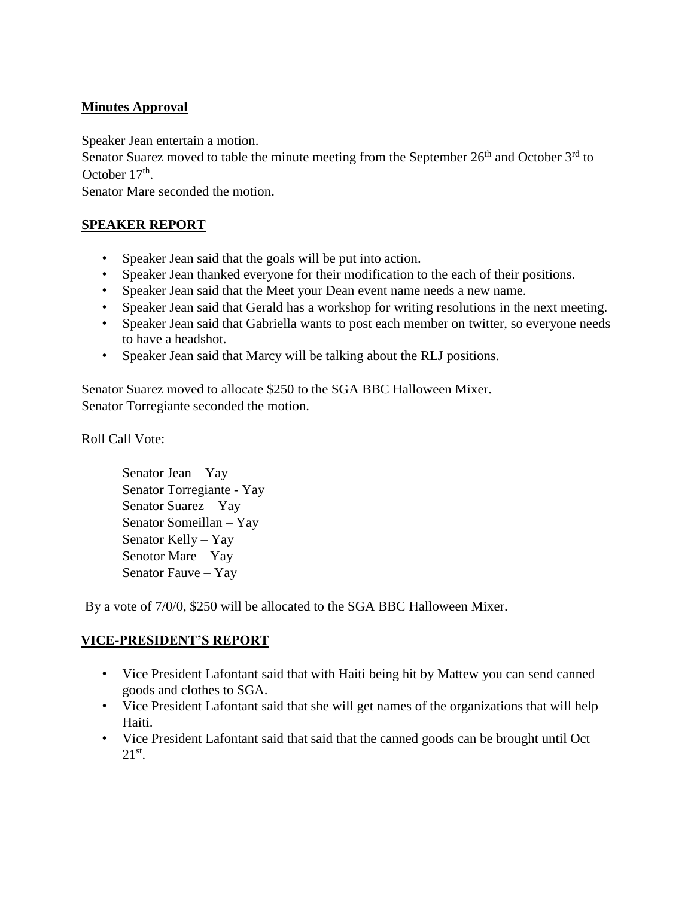**Minutes Approval**

Speaker Jean entertain a motion.
Senator Suarez moved to table the minute meeting from the September 26th and October 3rd to October 17th.
Senator Mare seconded the motion.

**SPEAKER REPORT**

- Speaker Jean said that the goals will be put into action.
- Speaker Jean thanked everyone for their modification to the each of their positions.
- Speaker Jean said that the Meet your Dean event name needs a new name.
- Speaker Jean said that Gerald has a workshop for writing resolutions in the next meeting.
- Speaker Jean said that Gabriella wants to post each member on twitter, so everyone needs to have a headshot.
- Speaker Jean said that Marcy will be talking about the RLJ positions.

Senator Suarez moved to allocate $250 to the SGA BBC Halloween Mixer.
Senator Torregiante seconded the motion.

Roll Call Vote:

Senator Jean – Yay
Senator Torregiante - Yay
Senator Suarez – Yay
Senator Someillan – Yay
Senator Kelly – Yay
Senotor Mare – Yay
Senator Fauve – Yay

By a vote of 7/0/0, $250 will be allocated to the SGA BBC Halloween Mixer.

**VICE-PRESIDENT'S REPORT**

- Vice President Lafontant said that with Haiti being hit by Mattew you can send canned goods and clothes to SGA.
- Vice President Lafontant said that she will get names of the organizations that will help Haiti.
- Vice President Lafontant said that said that the canned goods can be brought until Oct 21st.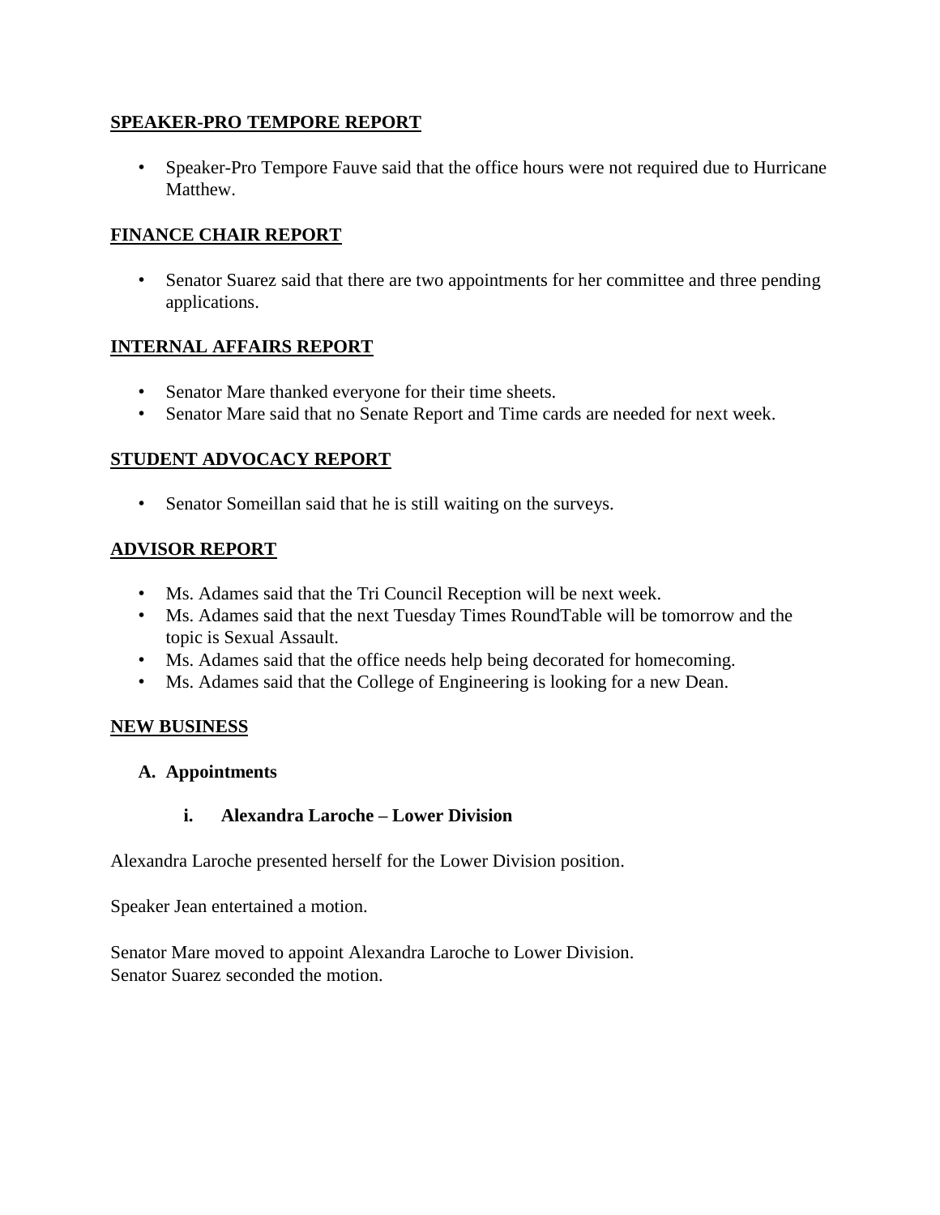## SPEAKER-PRO TEMPORE REPORT

- Speaker-Pro Tempore Fauve said that the office hours were not required due to Hurricane Matthew.

## FINANCE CHAIR REPORT

- Senator Suarez said that there are two appointments for her committee and three pending applications.

## INTERNAL AFFAIRS REPORT

- Senator Mare thanked everyone for their time sheets.
- Senator Mare said that no Senate Report and Time cards are needed for next week.

## STUDENT ADVOCACY REPORT

- Senator Someillan said that he is still waiting on the surveys.

## ADVISOR REPORT

- Ms. Adames said that the Tri Council Reception will be next week.
- Ms. Adames said that the next Tuesday Times RoundTable will be tomorrow and the topic is Sexual Assault.
- Ms. Adames said that the office needs help being decorated for homecoming.
- Ms. Adames said that the College of Engineering is looking for a new Dean.

## NEW BUSINESS

### A. Appointments

#### i. Alexandra Laroche – Lower Division

Alexandra Laroche presented herself for the Lower Division position.

Speaker Jean entertained a motion.

Senator Mare moved to appoint Alexandra Laroche to Lower Division.
Senator Suarez seconded the motion.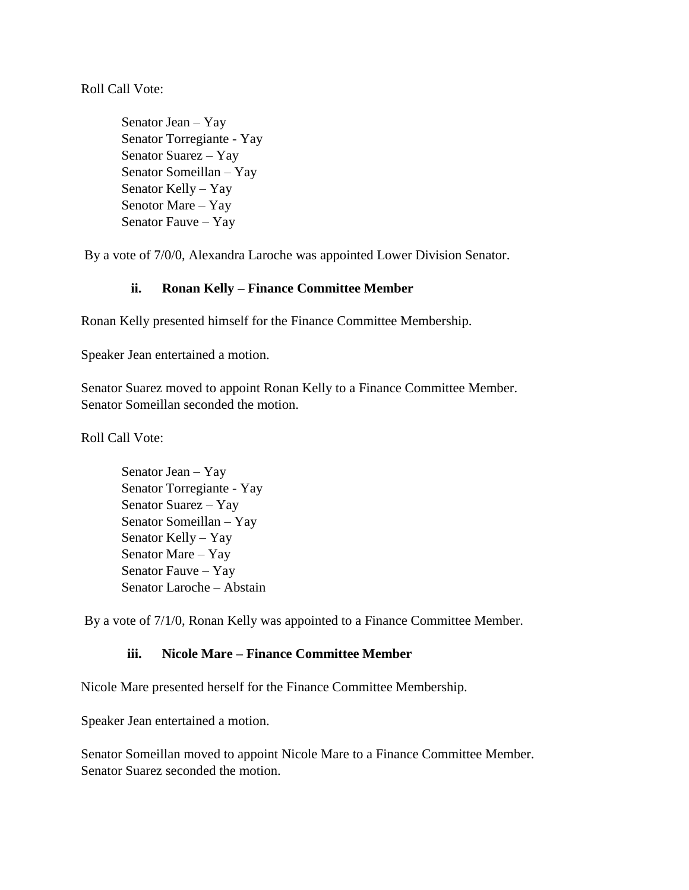Roll Call Vote:

Senator Jean – Yay
Senator Torregiante - Yay
Senator Suarez – Yay
Senator Someillan – Yay
Senator Kelly – Yay
Senotor Mare – Yay
Senator Fauve – Yay

By a vote of 7/0/0, Alexandra Laroche was appointed Lower Division Senator.

### ii. Ronan Kelly – Finance Committee Member

Ronan Kelly presented himself for the Finance Committee Membership.

Speaker Jean entertained a motion.

Senator Suarez moved to appoint Ronan Kelly to a Finance Committee Member.
Senator Someillan seconded the motion.

Roll Call Vote:

Senator Jean – Yay
Senator Torregiante - Yay
Senator Suarez – Yay
Senator Someillan – Yay
Senator Kelly – Yay
Senator Mare – Yay
Senator Fauve – Yay
Senator Laroche – Abstain

By a vote of 7/1/0, Ronan Kelly was appointed to a Finance Committee Member.

### iii. Nicole Mare – Finance Committee Member

Nicole Mare presented herself for the Finance Committee Membership.

Speaker Jean entertained a motion.

Senator Someillan moved to appoint Nicole Mare to a Finance Committee Member.
Senator Suarez seconded the motion.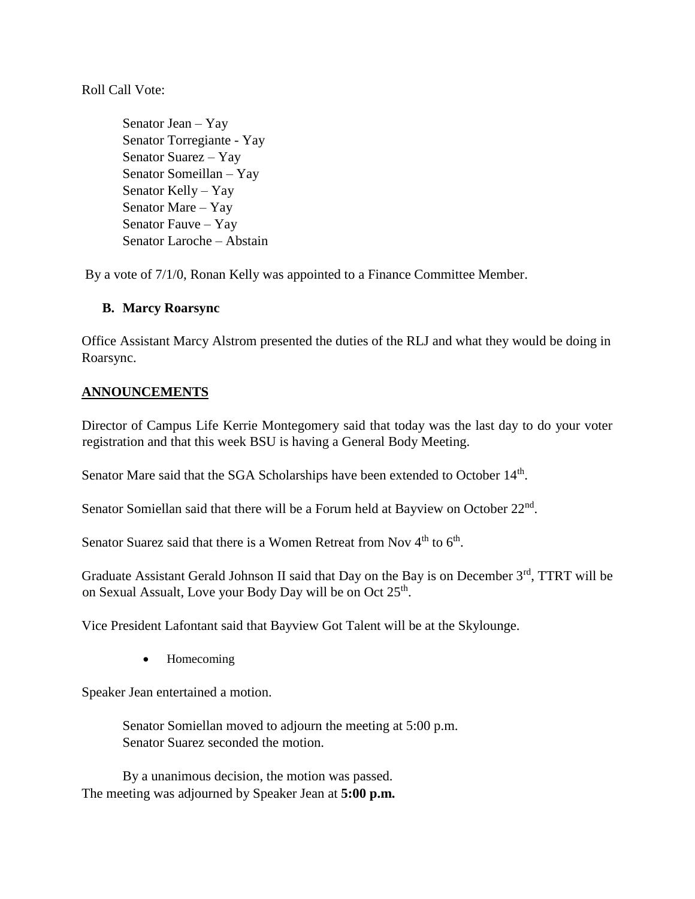Roll Call Vote:

Senator Jean – Yay
Senator Torregiante - Yay
Senator Suarez – Yay
Senator Someillan – Yay
Senator Kelly – Yay
Senator Mare – Yay
Senator Fauve – Yay
Senator Laroche – Abstain

By a vote of 7/1/0, Ronan Kelly was appointed to a Finance Committee Member.

**B. Marcy Roarsync**

Office Assistant Marcy Alstrom presented the duties of the RLJ and what they would be doing in Roarsync.

**ANNOUNCEMENTS**

Director of Campus Life Kerrie Montegomery said that today was the last day to do your voter registration and that this week BSU is having a General Body Meeting.

Senator Mare said that the SGA Scholarships have been extended to October 14th.

Senator Somiellan said that there will be a Forum held at Bayview on October 22nd.

Senator Suarez said that there is a Women Retreat from Nov 4th to 6th.

Graduate Assistant Gerald Johnson II said that Day on the Bay is on December 3rd, TTRT will be on Sexual Assualt, Love your Body Day will be on Oct 25th.

Vice President Lafontant said that Bayview Got Talent will be at the Skylounge.

- Homecoming

Speaker Jean entertained a motion.

Senator Somiellan moved to adjourn the meeting at 5:00 p.m.
Senator Suarez seconded the motion.

By a unanimous decision, the motion was passed.
The meeting was adjourned by Speaker Jean at **5:00 p.m.**